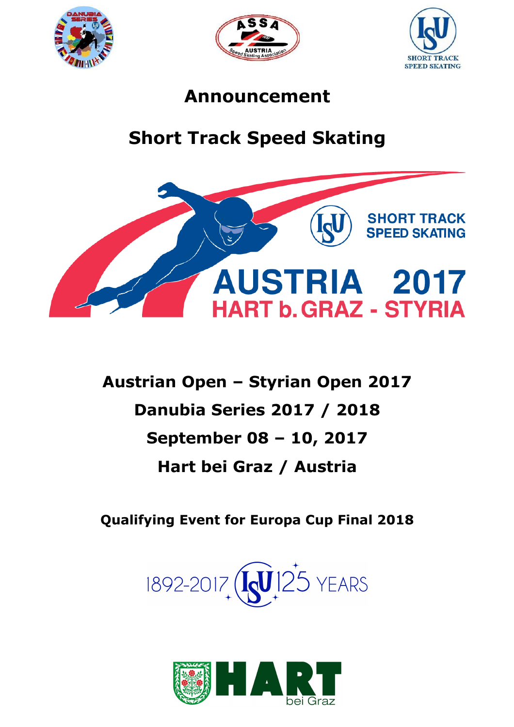# Announcement

# Short Track Speed Skating

**Austrian Open – Styrian Open 2017**

**Danubia Series 2017 / 2018**

**September 08 – 10, 2017**

**Hart bei Graz / Austria**

**Qualifying Event for Europa Cup Final 2018**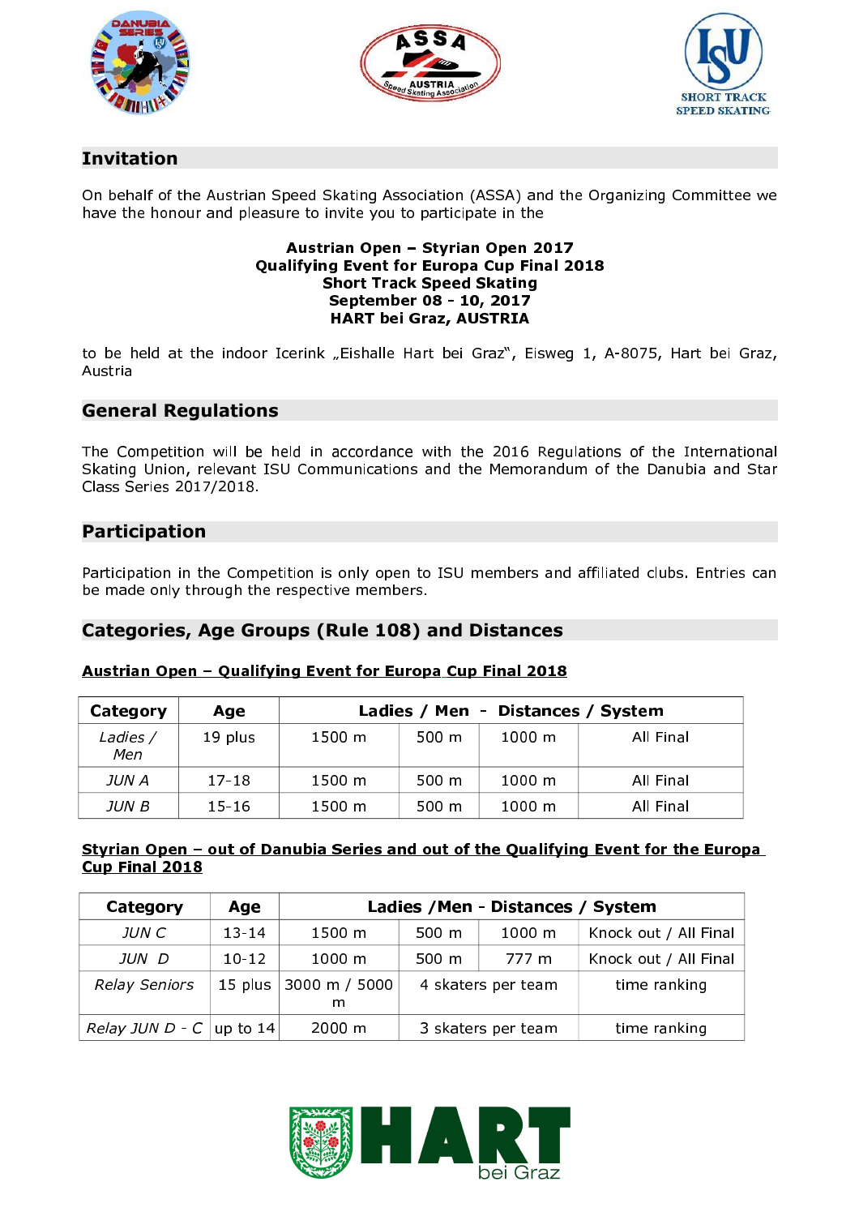## Invitation

On behalf of the Austrian Speed Skating Association (ASSA) and the Organizing Committee we have the honour and pleasure to invite you to participate in the

**Austrian Open – Styrian Open 2017**
**Qualifying Event for Europa Cup Final 2018**
**Short Track Speed Skating**
**September 08 - 10, 2017**
**HART bei Graz, AUSTRIA**

to be held at the indoor Icerink „Eishalle Hart bei Graz", Eisweg 1, A-8075, Hart bei Graz, Austria

## General Regulations

The Competition will be held in accordance with the 2016 Regulations of the International Skating Union, relevant ISU Communications and the Memorandum of the Danubia and Star Class Series 2017/2018.

## Participation

Participation in the Competition is only open to ISU members and affiliated clubs. Entries can be made only through the respective members.

## Categories, Age Groups (Rule 108) and Distances

**Austrian Open – Qualifying Event for Europa Cup Final 2018**

| Category | Age | Ladies / Men - Distances / System | | | |
|---|---|---|---|---|---|
| *Ladies / Men* | 19 plus | 1500 m | 500 m | 1000 m | All Final |
| *JUN A* | 17-18 | 1500 m | 500 m | 1000 m | All Final |
| *JUN B* | 15-16 | 1500 m | 500 m | 1000 m | All Final |

**Styrian Open – out of Danubia Series and out of the Qualifying Event for the Europa Cup Final 2018**

| Category | Age | Ladies /Men - Distances / System | | | |
|---|---|---|---|---|---|
| *JUN C* | 13-14 | 1500 m | 500 m | 1000 m | Knock out / All Final |
| *JUN D* | 10-12 | 1000 m | 500 m | 777 m | Knock out / All Final |
| *Relay Seniors* | 15 plus | 3000 m / 5000 m | 4 skaters per team | | time ranking |
| *Relay JUN D - C* | up to 14 | 2000 m | 3 skaters per team | | time ranking |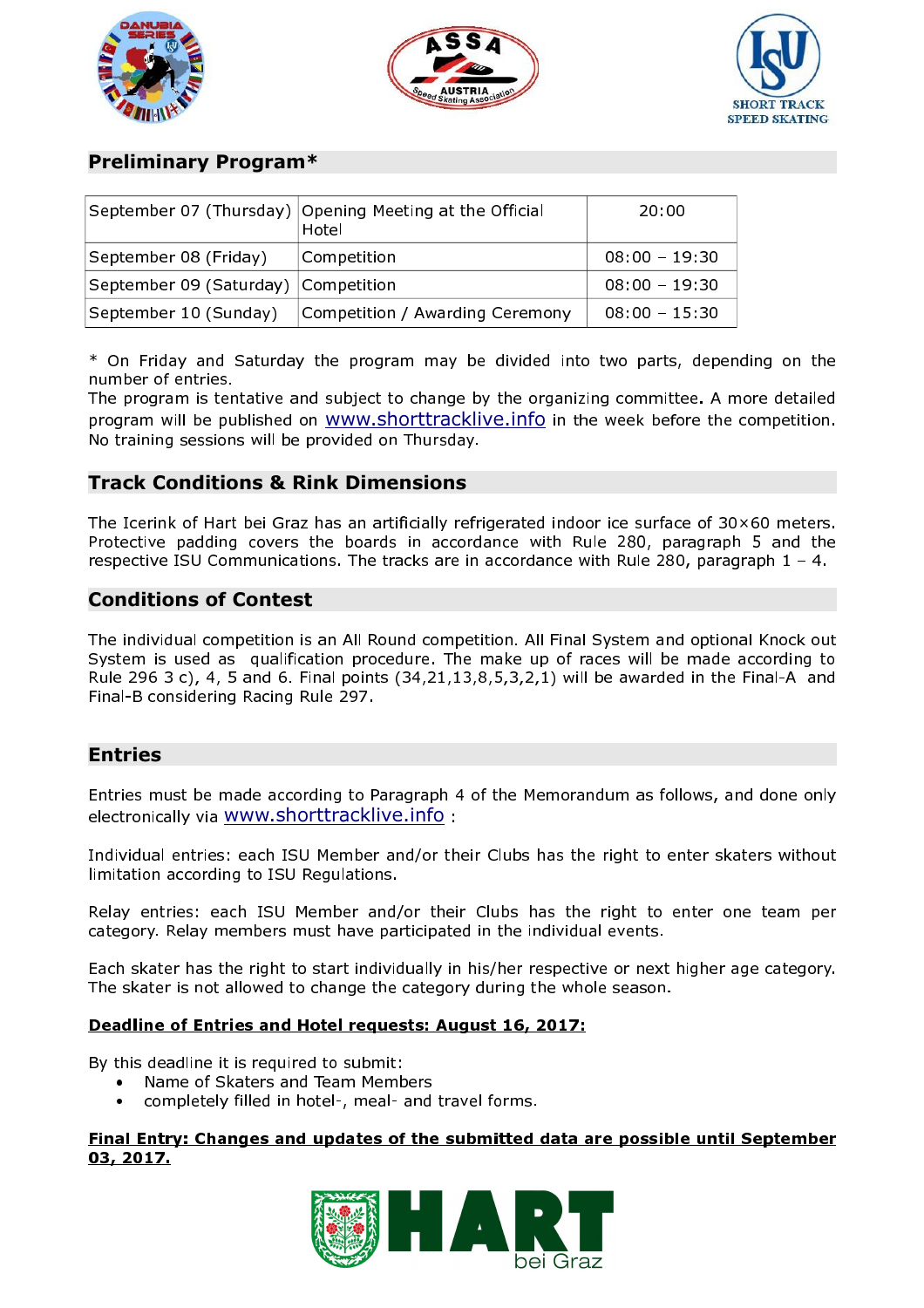## Preliminary Program*

| | | |
|---|---|---|
| September 07 (Thursday) | Opening Meeting at the Official Hotel | 20:00 |
| September 08 (Friday) | Competition | 08:00 – 19:30 |
| September 09 (Saturday) | Competition | 08:00 – 19:30 |
| September 10 (Sunday) | Competition / Awarding Ceremony | 08:00 – 15:30 |

* On Friday and Saturday the program may be divided into two parts, depending on the number of entries.
The program is tentative and subject to change by the organizing committee. A more detailed program will be published on www.shorttracklive.info in the week before the competition. No training sessions will be provided on Thursday.

## Track Conditions & Rink Dimensions

The Icerink of Hart bei Graz has an artificially refrigerated indoor ice surface of 30×60 meters. Protective padding covers the boards in accordance with Rule 280, paragraph 5 and the respective ISU Communications. The tracks are in accordance with Rule 280, paragraph 1 – 4.

## Conditions of Contest

The individual competition is an All Round competition. All Final System and optional Knock out System is used as qualification procedure. The make up of races will be made according to Rule 296 3 c), 4, 5 and 6. Final points (34,21,13,8,5,3,2,1) will be awarded in the Final-A and Final-B considering Racing Rule 297.

## Entries

Entries must be made according to Paragraph 4 of the Memorandum as follows, and done only electronically via www.shorttracklive.info :

Individual entries: each ISU Member and/or their Clubs has the right to enter skaters without limitation according to ISU Regulations.

Relay entries: each ISU Member and/or their Clubs has the right to enter one team per category. Relay members must have participated in the individual events.

Each skater has the right to start individually in his/her respective or next higher age category. The skater is not allowed to change the category during the whole season.

**Deadline of Entries and Hotel requests: August 16, 2017:**

By this deadline it is required to submit:

- Name of Skaters and Team Members
- completely filled in hotel-, meal- and travel forms.

**Final Entry: Changes and updates of the submitted data are possible until September 03, 2017.**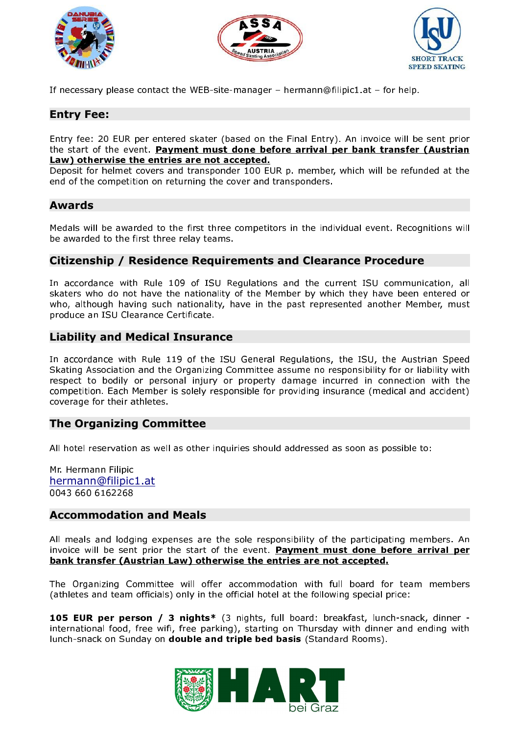If necessary please contact the WEB-site-manager – hermann@filipic1.at – for help.

## Entry Fee:

Entry fee: 20 EUR per entered skater (based on the Final Entry). An invoice will be sent prior the start of the event. **Payment must done before arrival per bank transfer (Austrian Law) otherwise the entries are not accepted.**
Deposit for helmet covers and transponder 100 EUR p. member, which will be refunded at the end of the competition on returning the cover and transponders.

## Awards

Medals will be awarded to the first three competitors in the individual event. Recognitions will be awarded to the first three relay teams.

## Citizenship / Residence Requirements and Clearance Procedure

In accordance with Rule 109 of ISU Regulations and the current ISU communication, all skaters who do not have the nationality of the Member by which they have been entered or who, although having such nationality, have in the past represented another Member, must produce an ISU Clearance Certificate.

## Liability and Medical Insurance

In accordance with Rule 119 of the ISU General Regulations, the ISU, the Austrian Speed Skating Association and the Organizing Committee assume no responsibility for or liability with respect to bodily or personal injury or property damage incurred in connection with the competition. Each Member is solely responsible for providing insurance (medical and accident) coverage for their athletes.

## The Organizing Committee

All hotel reservation as well as other inquiries should addressed as soon as possible to:

Mr. Hermann Filipic
hermann@filipic1.at
0043 660 6162268

## Accommodation and Meals

All meals and lodging expenses are the sole responsibility of the participating members. An invoice will be sent prior the start of the event. **Payment must done before arrival per bank transfer (Austrian Law) otherwise the entries are not accepted.**

The Organizing Committee will offer accommodation with full board for team members (athletes and team officials) only in the official hotel at the following special price:

**105 EUR per person / 3 nights*** (3 nights, full board: breakfast, lunch-snack, dinner - international food, free wifi, free parking), starting on Thursday with dinner and ending with lunch-snack on Sunday on **double and triple bed basis** (Standard Rooms).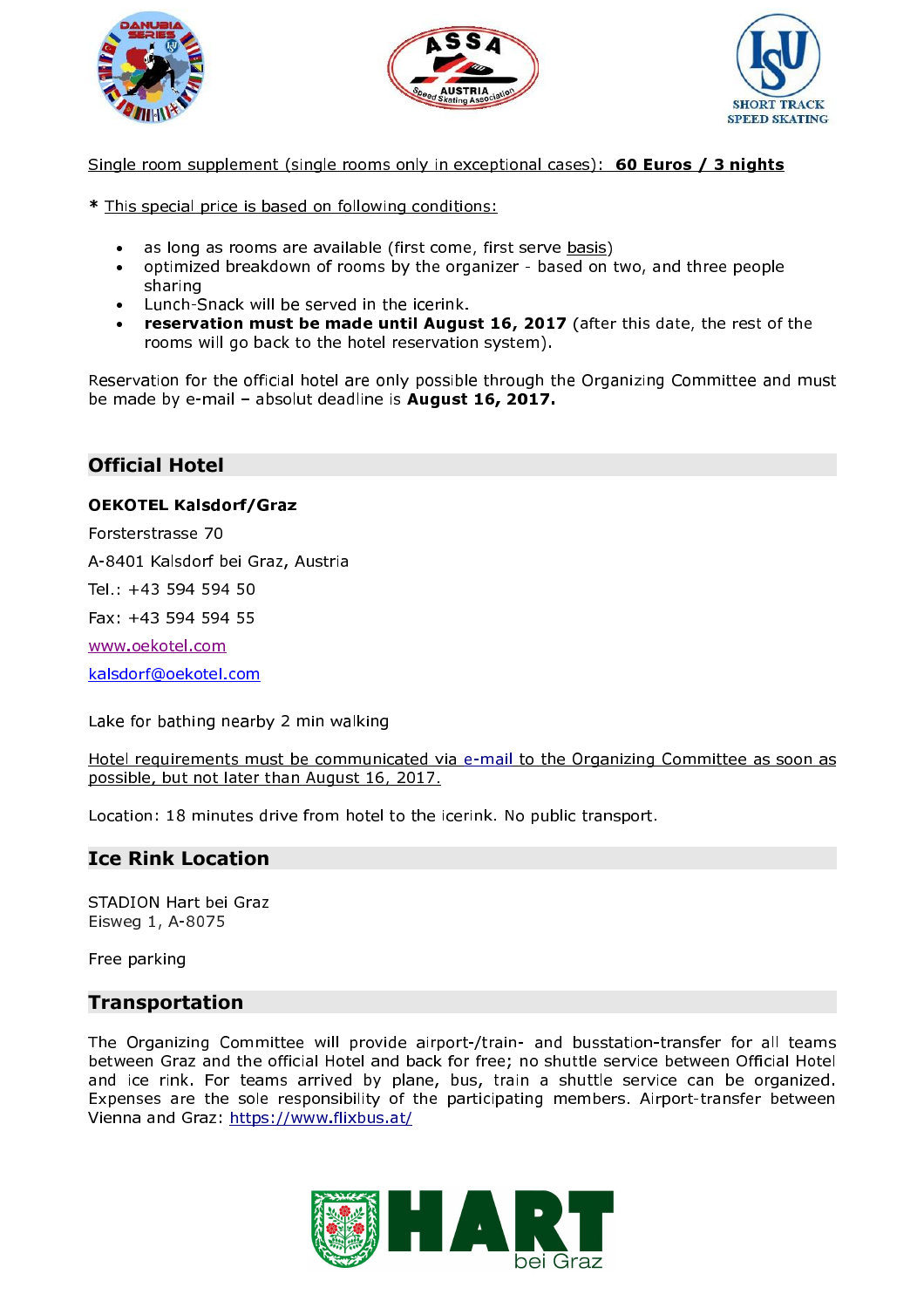Single room supplement (single rooms only in exceptional cases): **60 Euros / 3 nights**

\* This special price is based on following conditions:

- as long as rooms are available (first come, first serve basis)
- optimized breakdown of rooms by the organizer - based on two, and three people sharing
- Lunch-Snack will be served in the icerink.
- **reservation must be made until August 16, 2017** (after this date, the rest of the rooms will go back to the hotel reservation system).

Reservation for the official hotel are only possible through the Organizing Committee and must be made by e-mail – absolut deadline is **August 16, 2017.**

## Official Hotel

**OEKOTEL Kalsdorf/Graz**

Forsterstrasse 70

A-8401 Kalsdorf bei Graz, Austria

Tel.: +43 594 594 50

Fax: +43 594 594 55

www.oekotel.com

kalsdorf@oekotel.com

Lake for bathing nearby 2 min walking

Hotel requirements must be communicated via e-mail to the Organizing Committee as soon as possible, but not later than August 16, 2017.

Location: 18 minutes drive from hotel to the icerink. No public transport.

## Ice Rink Location

STADION Hart bei Graz
Eisweg 1, A-8075

Free parking

## Transportation

The Organizing Committee will provide airport-/train- and busstation-transfer for all teams between Graz and the official Hotel and back for free; no shuttle service between Official Hotel and ice rink. For teams arrived by plane, bus, train a shuttle service can be organized. Expenses are the sole responsibility of the participating members. Airport-transfer between Vienna and Graz: https://www.flixbus.at/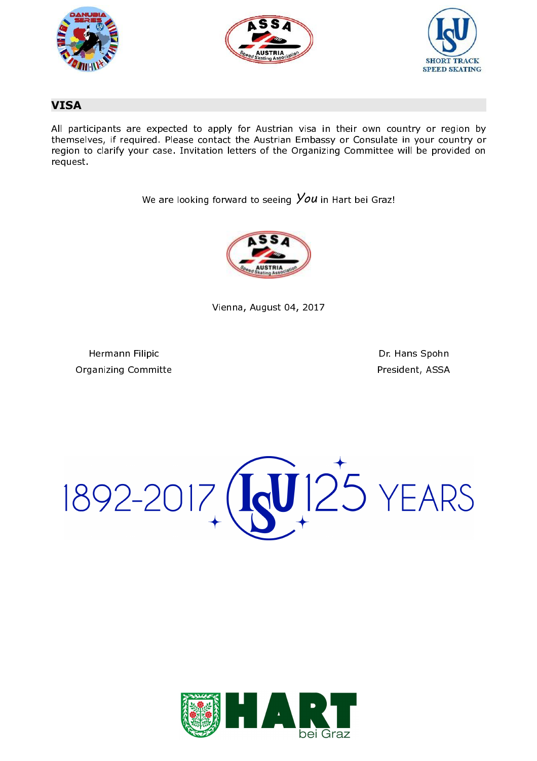## VISA

All participants are expected to apply for Austrian visa in their own country or region by themselves, if required. Please contact the Austrian Embassy or Consulate in your country or region to clarify your case. Invitation letters of the Organizing Committee will be provided on request.

We are looking forward to seeing *You* in Hart bei Graz!

Vienna, August 04, 2017

| | |
|---|---|
| Hermann Filipic | Dr. Hans Spohn |
| Organizing Committe | President, ASSA |